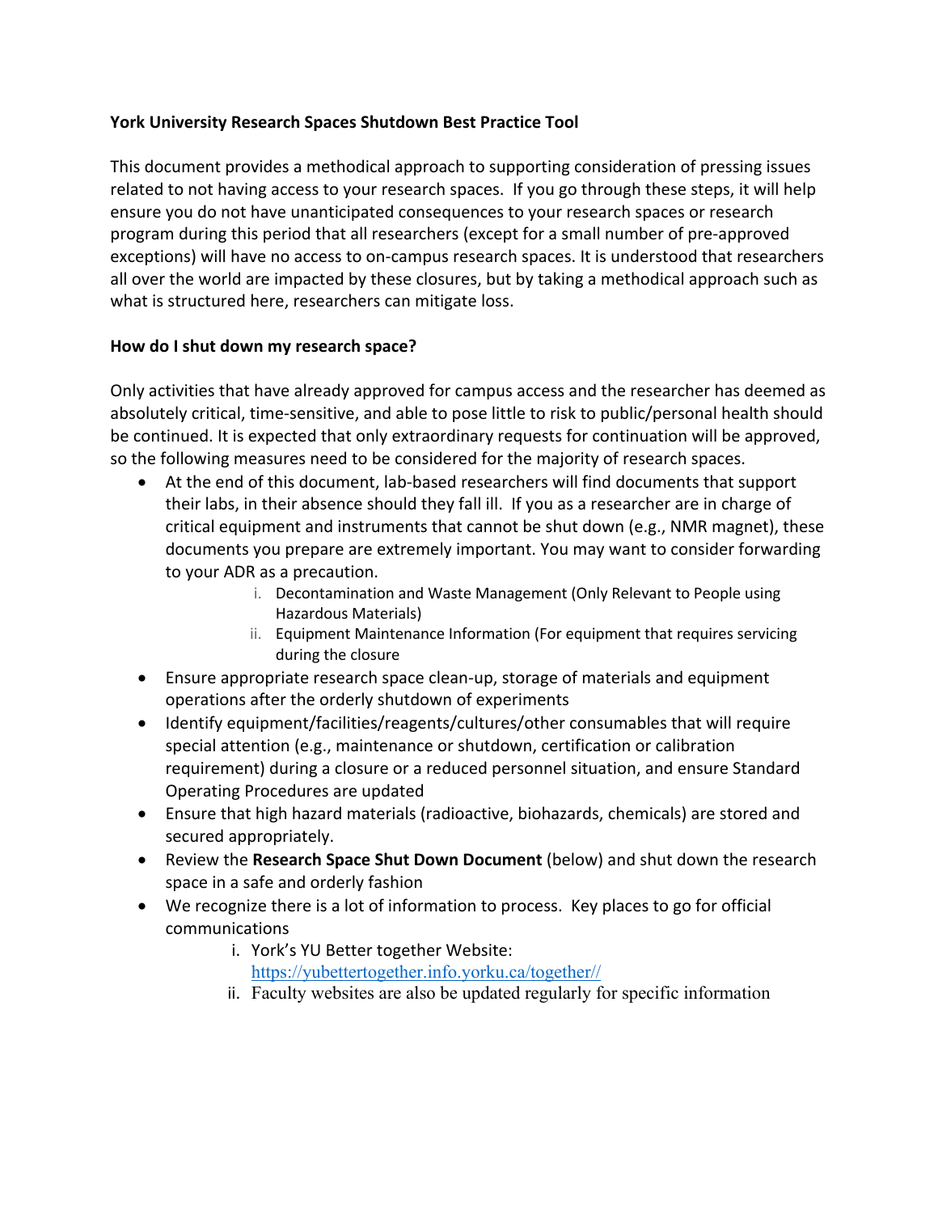**York University Research Spaces Shutdown Best Practice Tool**

This document provides a methodical approach to supporting consideration of pressing issues related to not having access to your research spaces. If you go through these steps, it will help ensure you do not have unanticipated consequences to your research spaces or research program during this period that all researchers (except for a small number of pre-approved exceptions) will have no access to on-campus research spaces. It is understood that researchers all over the world are impacted by these closures, but by taking a methodical approach such as what is structured here, researchers can mitigate loss.

**How do I shut down my research space?**

Only activities that have already approved for campus access and the researcher has deemed as absolutely critical, time-sensitive, and able to pose little to risk to public/personal health should be continued. It is expected that only extraordinary requests for continuation will be approved, so the following measures need to be considered for the majority of research spaces.

- At the end of this document, lab-based researchers will find documents that support their labs, in their absence should they fall ill. If you as a researcher are in charge of critical equipment and instruments that cannot be shut down (e.g., NMR magnet), these documents you prepare are extremely important. You may want to consider forwarding to your ADR as a precaution.
    i. Decontamination and Waste Management (Only Relevant to People using Hazardous Materials)
    ii. Equipment Maintenance Information (For equipment that requires servicing during the closure
- Ensure appropriate research space clean-up, storage of materials and equipment operations after the orderly shutdown of experiments
- Identify equipment/facilities/reagents/cultures/other consumables that will require special attention (e.g., maintenance or shutdown, certification or calibration requirement) during a closure or a reduced personnel situation, and ensure Standard Operating Procedures are updated
- Ensure that high hazard materials (radioactive, biohazards, chemicals) are stored and secured appropriately.
- Review the **Research Space Shut Down Document** (below) and shut down the research space in a safe and orderly fashion
- We recognize there is a lot of information to process. Key places to go for official communications
    i. York's YU Better together Website: https://yubettertogether.info.yorku.ca/together//
    ii. Faculty websites are also be updated regularly for specific information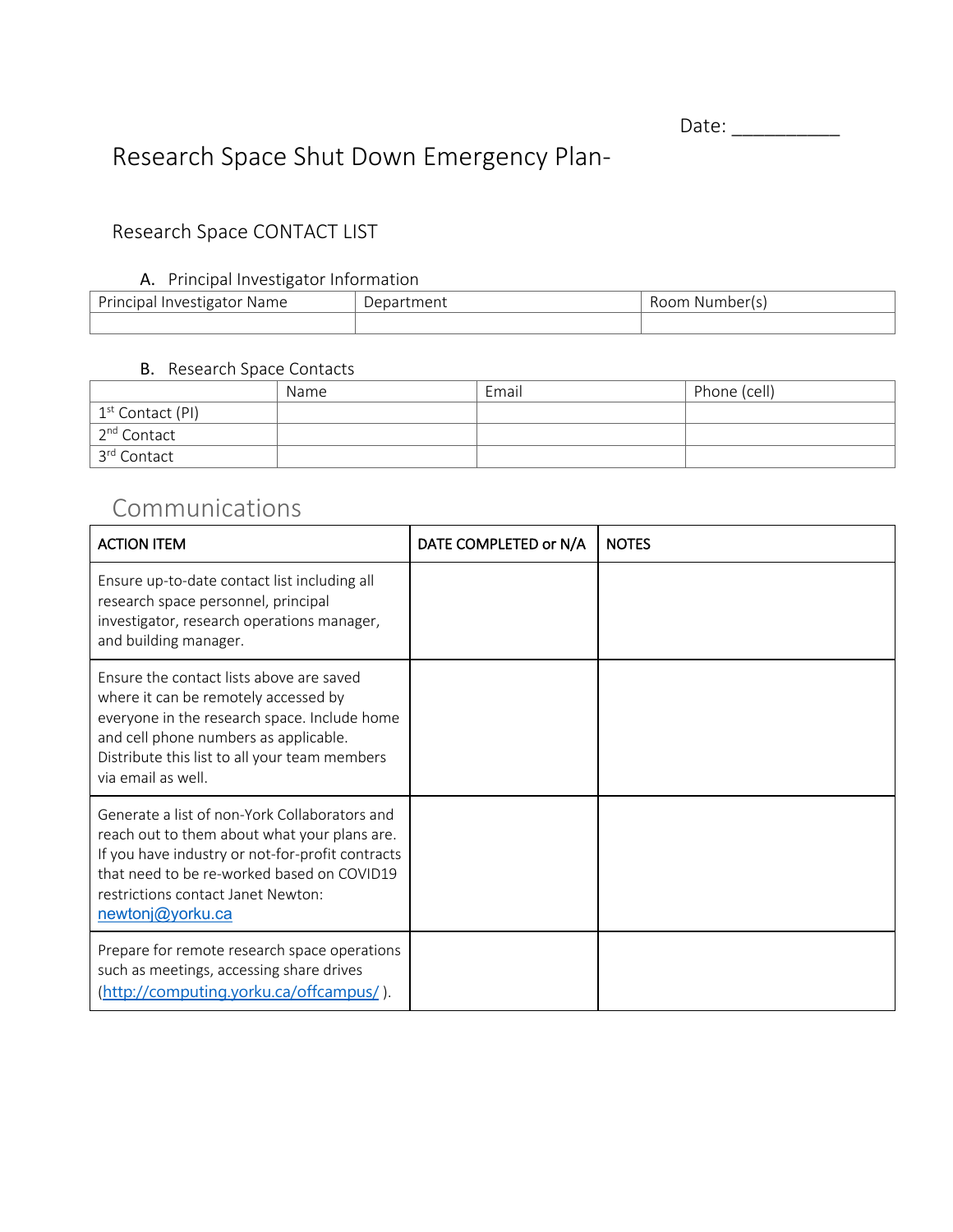Date: __________

# Research Space Shut Down Emergency Plan-

## Research Space CONTACT LIST

### A. Principal Investigator Information

| Principal Investigator Name | Department | Room Number(s) |
|---|---|---|
| | | |

### B. Research Space Contacts

| | Name | Email | Phone (cell) |
|---|---|---|---|
| 1st Contact (PI) | | | |
| 2nd Contact | | | |
| 3rd Contact | | | |

## Communications

| ACTION ITEM | DATE COMPLETED or N/A | NOTES |
|---|---|---|
| Ensure up-to-date contact list including all research space personnel, principal investigator, research operations manager, and building manager. | | |
| Ensure the contact lists above are saved where it can be remotely accessed by everyone in the research space. Include home and cell phone numbers as applicable. Distribute this list to all your team members via email as well. | | |
| Generate a list of non-York Collaborators and reach out to them about what your plans are. If you have industry or not-for-profit contracts that need to be re-worked based on COVID19 restrictions contact Janet Newton: newtonj@yorku.ca | | |
| Prepare for remote research space operations such as meetings, accessing share drives (http://computing.yorku.ca/offcampus/ ). | | |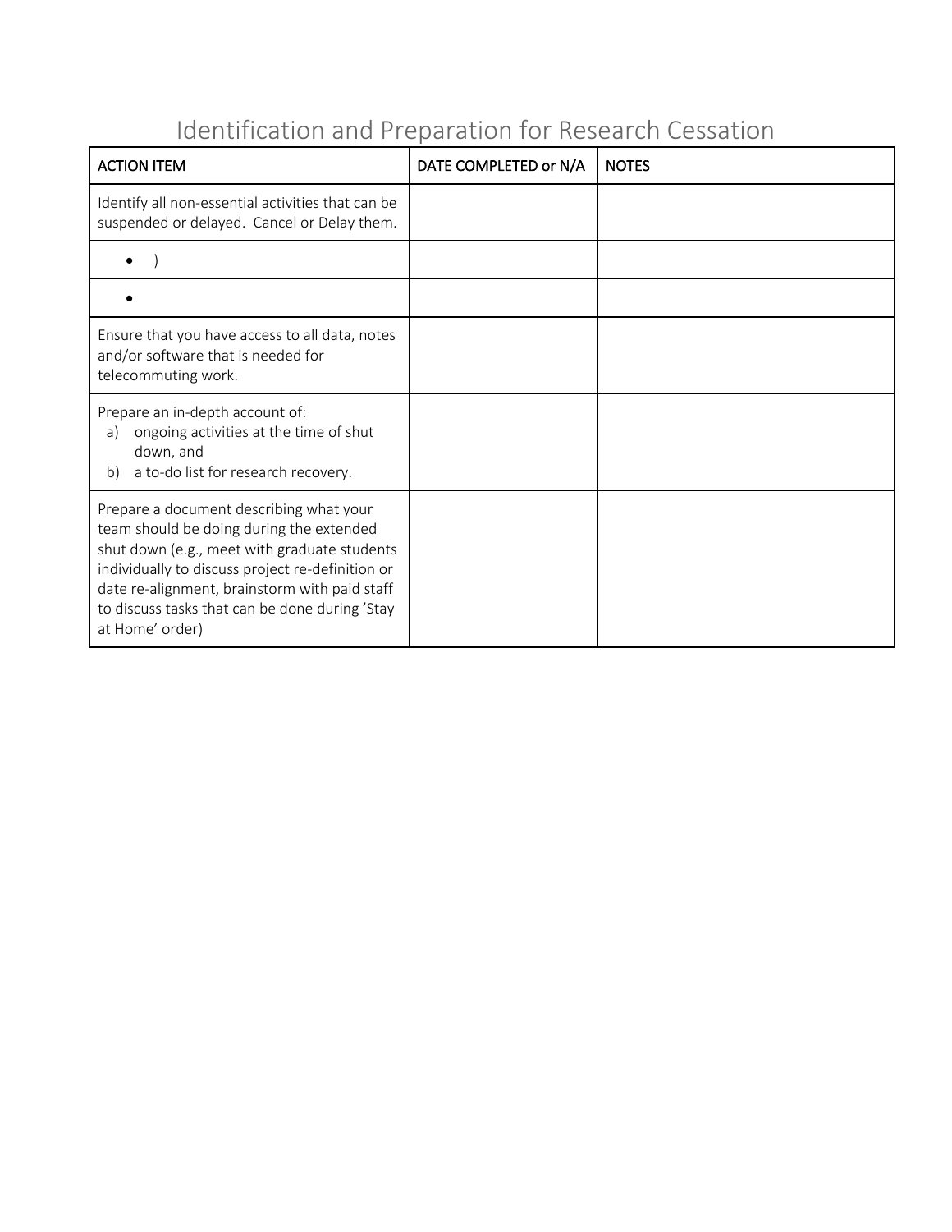# Identification and Preparation for Research Cessation

| ACTION ITEM | DATE COMPLETED or N/A | NOTES |
|---|---|---|
| Identify all non-essential activities that can be suspended or delayed. Cancel or Delay them. | | |
| • ) | | |
| • | | |
| Ensure that you have access to all data, notes and/or software that is needed for telecommuting work. | | |
| Prepare an in-depth account of: a) ongoing activities at the time of shut down, and b) a to-do list for research recovery. | | |
| Prepare a document describing what your team should be doing during the extended shut down (e.g., meet with graduate students individually to discuss project re-definition or date re-alignment, brainstorm with paid staff to discuss tasks that can be done during 'Stay at Home' order) | | |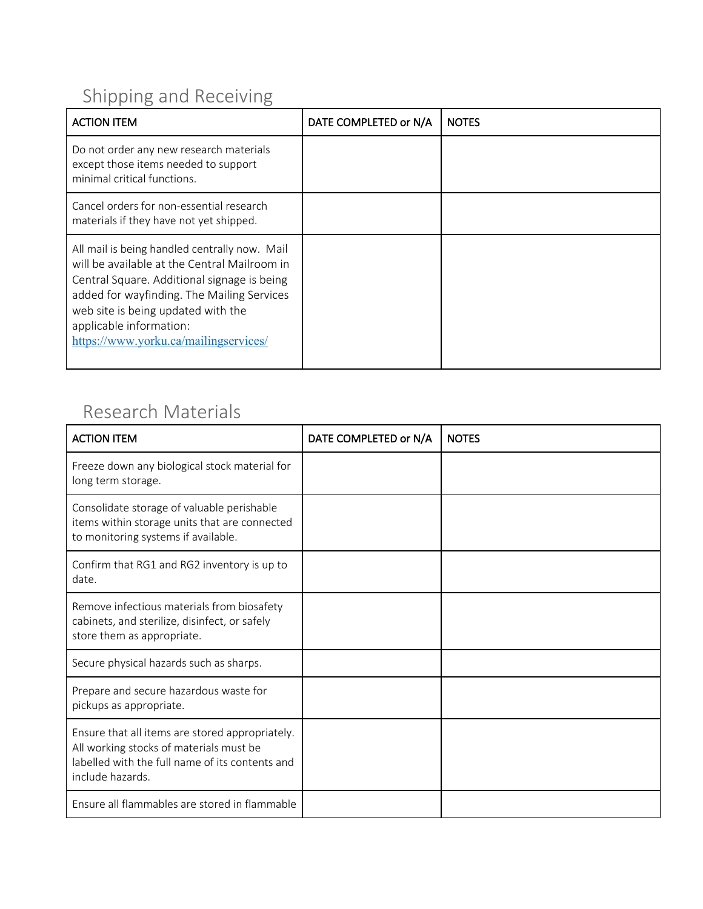## Shipping and Receiving

| ACTION ITEM | DATE COMPLETED or N/A | NOTES |
| --- | --- | --- |
| Do not order any new research materials except those items needed to support minimal critical functions. | | |
| Cancel orders for non-essential research materials if they have not yet shipped. | | |
| All mail is being handled centrally now. Mail will be available at the Central Mailroom in Central Square. Additional signage is being added for wayfinding. The Mailing Services web site is being updated with the applicable information: https://www.yorku.ca/mailingservices/ | | |

## Research Materials

| ACTION ITEM | DATE COMPLETED or N/A | NOTES |
| --- | --- | --- |
| Freeze down any biological stock material for long term storage. | | |
| Consolidate storage of valuable perishable items within storage units that are connected to monitoring systems if available. | | |
| Confirm that RG1 and RG2 inventory is up to date. | | |
| Remove infectious materials from biosafety cabinets, and sterilize, disinfect, or safely store them as appropriate. | | |
| Secure physical hazards such as sharps. | | |
| Prepare and secure hazardous waste for pickups as appropriate. | | |
| Ensure that all items are stored appropriately. All working stocks of materials must be labelled with the full name of its contents and include hazards. | | |
| Ensure all flammables are stored in flammable | | |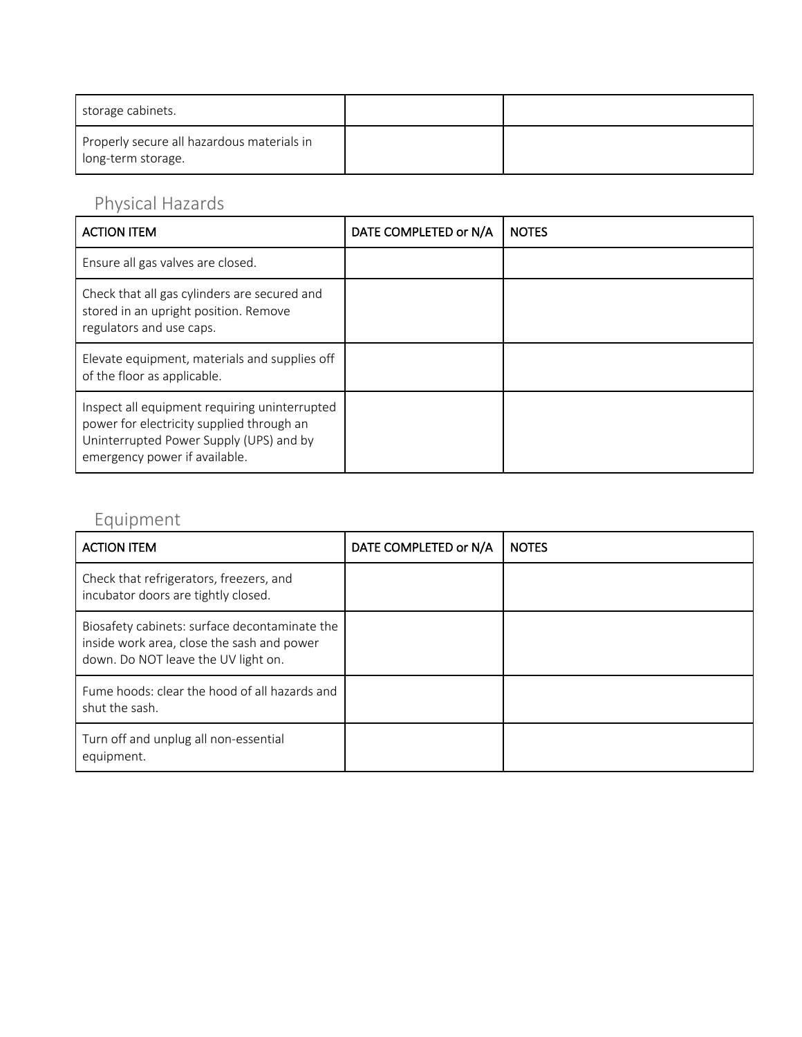| storage cabinets. | | |
|---|---|---|
| Properly secure all hazardous materials in long-term storage. | | |

## Physical Hazards

| ACTION ITEM | DATE COMPLETED or N/A | NOTES |
|---|---|---|
| Ensure all gas valves are closed. | | |
| Check that all gas cylinders are secured and stored in an upright position. Remove regulators and use caps. | | |
| Elevate equipment, materials and supplies off of the floor as applicable. | | |
| Inspect all equipment requiring uninterrupted power for electricity supplied through an Uninterrupted Power Supply (UPS) and by emergency power if available. | | |

## Equipment

| ACTION ITEM | DATE COMPLETED or N/A | NOTES |
|---|---|---|
| Check that refrigerators, freezers, and incubator doors are tightly closed. | | |
| Biosafety cabinets: surface decontaminate the inside work area, close the sash and power down. Do NOT leave the UV light on. | | |
| Fume hoods: clear the hood of all hazards and shut the sash. | | |
| Turn off and unplug all non-essential equipment. | | |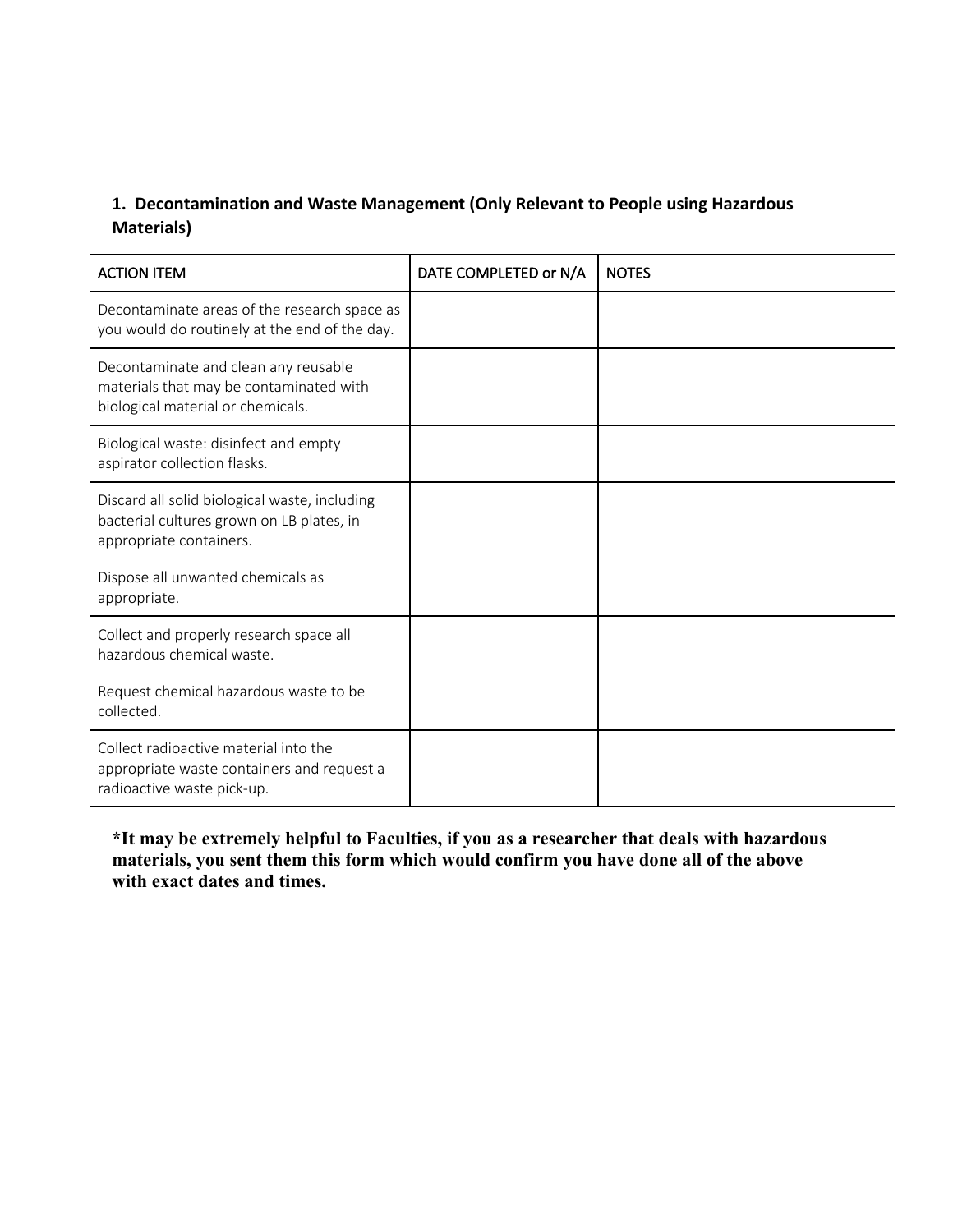### 1. Decontamination and Waste Management (Only Relevant to People using Hazardous Materials)

| ACTION ITEM | DATE COMPLETED or N/A | NOTES |
|---|---|---|
| Decontaminate areas of the research space as you would do routinely at the end of the day. | | |
| Decontaminate and clean any reusable materials that may be contaminated with biological material or chemicals. | | |
| Biological waste: disinfect and empty aspirator collection flasks. | | |
| Discard all solid biological waste, including bacterial cultures grown on LB plates, in appropriate containers. | | |
| Dispose all unwanted chemicals as appropriate. | | |
| Collect and properly research space all hazardous chemical waste. | | |
| Request chemical hazardous waste to be collected. | | |
| Collect radioactive material into the appropriate waste containers and request a radioactive waste pick-up. | | |

**\*It may be extremely helpful to Faculties, if you as a researcher that deals with hazardous materials, you sent them this form which would confirm you have done all of the above with exact dates and times.**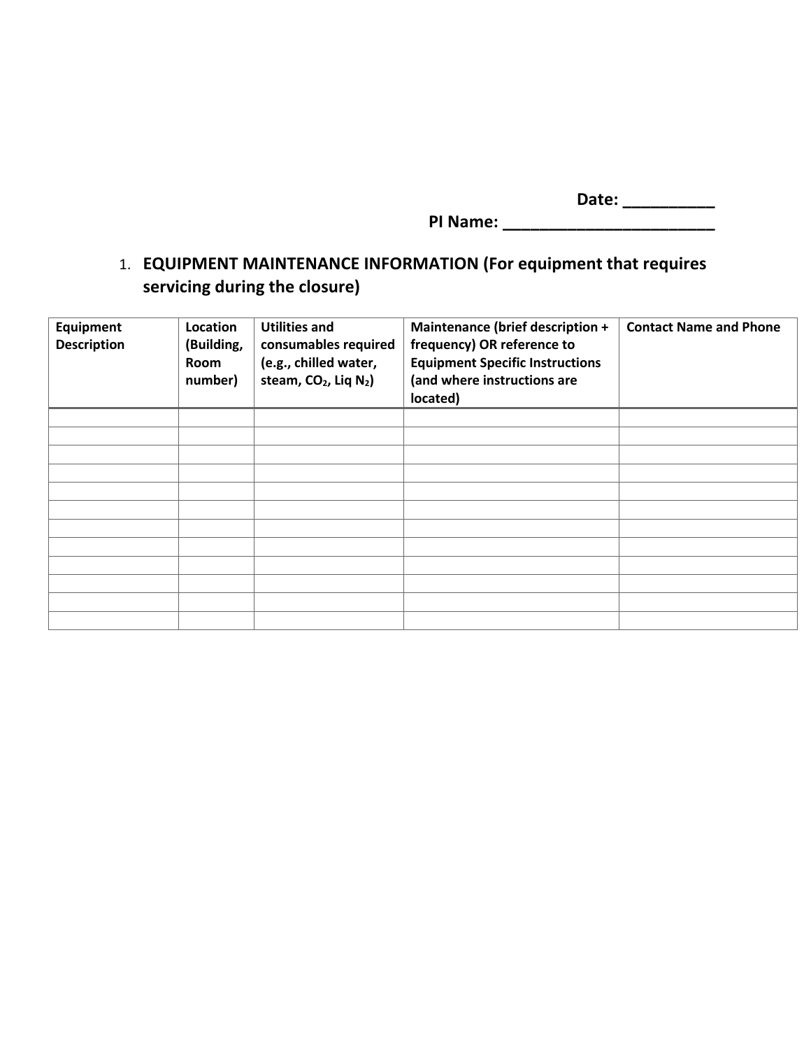**Date: __________**

**PI Name: ________________________**

1. **EQUIPMENT MAINTENANCE INFORMATION (For equipment that requires servicing during the closure)**

| Equipment Description | Location (Building, Room number) | Utilities and consumables required (e.g., chilled water, steam, $CO_2$, Liq $N_2$) | Maintenance (brief description + frequency) OR reference to Equipment Specific Instructions (and where instructions are located) | Contact Name and Phone |
| --- | --- | --- | --- | --- |
| | | | | |
| | | | | |
| | | | | |
| | | | | |
| | | | | |
| | | | | |
| | | | | |
| | | | | |
| | | | | |
| | | | | |
| | | | | |
| | | | | |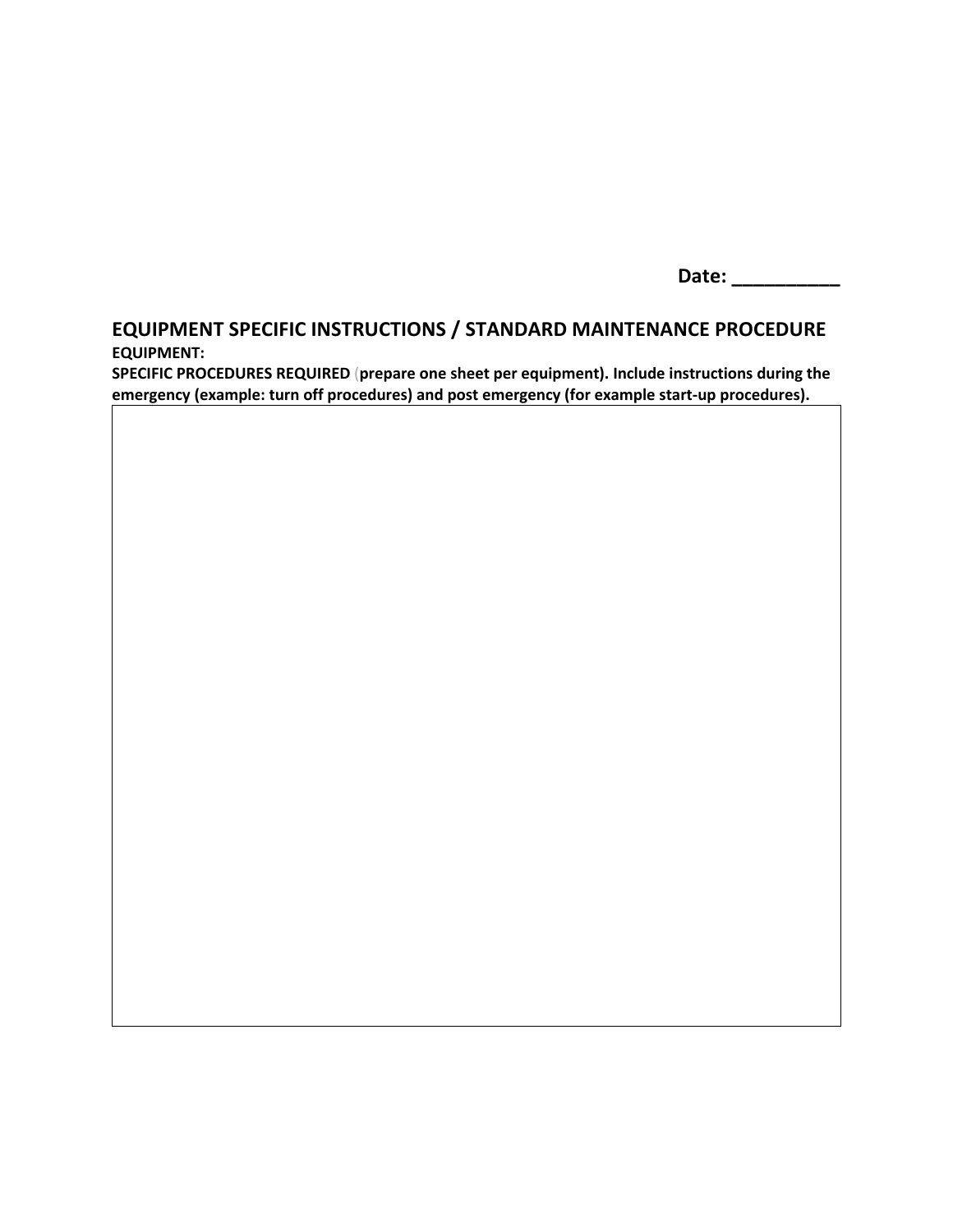**Date: __________**

## EQUIPMENT SPECIFIC INSTRUCTIONS / STANDARD MAINTENANCE PROCEDURE

**EQUIPMENT:**

**SPECIFIC PROCEDURES REQUIRED (prepare one sheet per equipment). Include instructions during the emergency (example: turn off procedures) and post emergency (for example start-up procedures).**